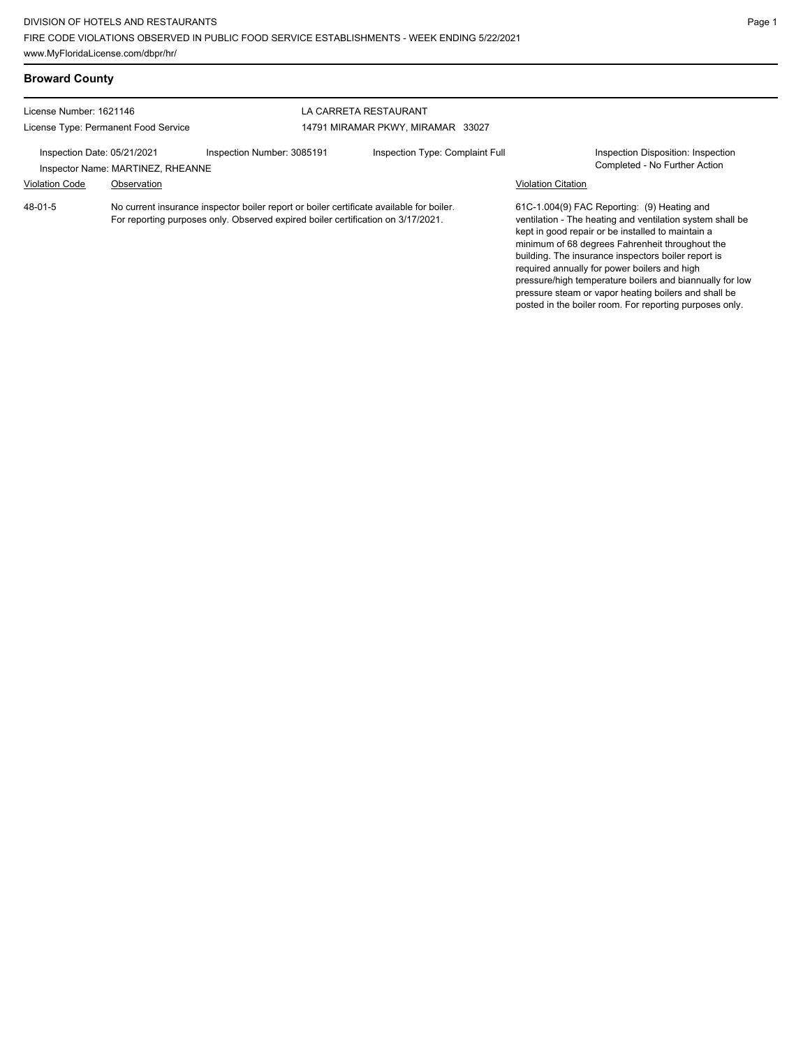DIVISION OF HOTELS AND RESTAURANTS
FIRE CODE VIOLATIONS OBSERVED IN PUBLIC FOOD SERVICE ESTABLISHMENTS - WEEK ENDING 5/22/2021
www.MyFloridaLicense.com/dbpr/hr/

## Broward County

License Number: 1621146
License Type: Permanent Food Service

LA CARRETA RESTAURANT
14791 MIRAMAR PKWY, MIRAMAR 33027

Inspection Date: 05/21/2021
Inspector Name: MARTINEZ, RHEANNE
Inspection Number: 3085191
Inspection Type: Complaint Full
Inspection Disposition: Inspection Completed - No Further Action

| Violation Code | Observation | Violation Citation |
| --- | --- | --- |
| 48-01-5 | No current insurance inspector boiler report or boiler certificate available for boiler. For reporting purposes only. Observed expired boiler certification on 3/17/2021. | 61C-1.004(9) FAC Reporting: (9) Heating and ventilation - The heating and ventilation system shall be kept in good repair or be installed to maintain a minimum of 68 degrees Fahrenheit throughout the building. The insurance inspectors boiler report is required annually for power boilers and high pressure/high temperature boilers and biannually for low pressure steam or vapor heating boilers and shall be posted in the boiler room. For reporting purposes only. |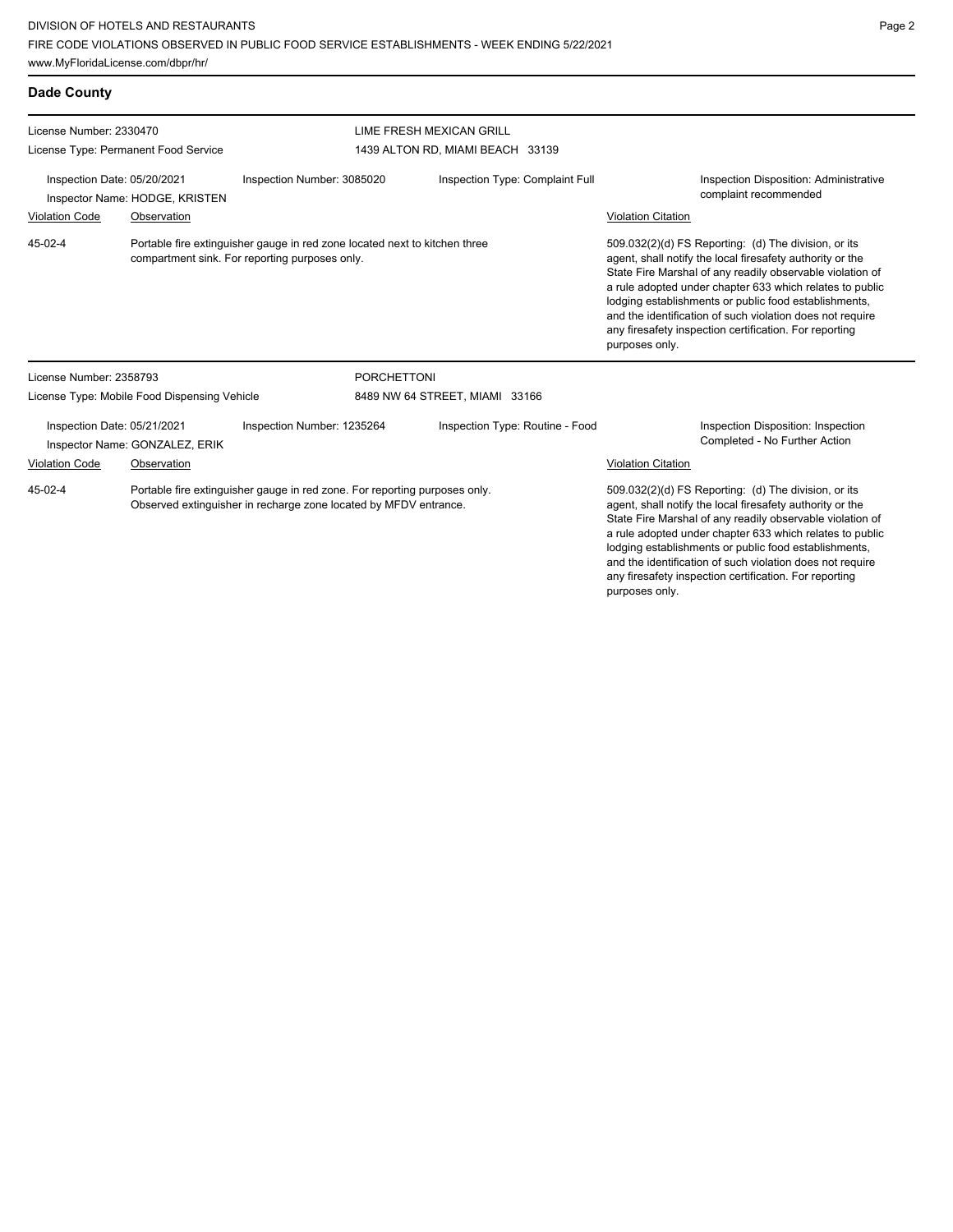## Dade County

**License Number:** 2330470
**License Type:** Permanent Food Service

**LIME FRESH MEXICAN GRILL**
1439 ALTON RD, MIAMI BEACH 33139

**Inspection Date:** 05/20/2021
**Inspector Name:** HODGE, KRISTEN
**Inspection Number:** 3085020
**Inspection Type:** Complaint Full
**Inspection Disposition:** Administrative complaint recommended

| Violation Code | Observation | Violation Citation |
| --- | --- | --- |
| 45-02-4 | Portable fire extinguisher gauge in red zone located next to kitchen three compartment sink. For reporting purposes only. | 509.032(2)(d) FS Reporting: (d) The division, or its agent, shall notify the local firesafety authority or the State Fire Marshal of any readily observable violation of a rule adopted under chapter 633 which relates to public lodging establishments or public food establishments, and the identification of such violation does not require any firesafety inspection certification. For reporting purposes only. |

**License Number:** 2358793
**License Type:** Mobile Food Dispensing Vehicle

**PORCHETTONI**
8489 NW 64 STREET, MIAMI 33166

**Inspection Date:** 05/21/2021
**Inspector Name:** GONZALEZ, ERIK
**Inspection Number:** 1235264
**Inspection Type:** Routine - Food
**Inspection Disposition:** Inspection Completed - No Further Action

| Violation Code | Observation | Violation Citation |
| --- | --- | --- |
| 45-02-4 | Portable fire extinguisher gauge in red zone. For reporting purposes only. Observed extinguisher in recharge zone located by MFDV entrance. | 509.032(2)(d) FS Reporting: (d) The division, or its agent, shall notify the local firesafety authority or the State Fire Marshal of any readily observable violation of a rule adopted under chapter 633 which relates to public lodging establishments or public food establishments, and the identification of such violation does not require any firesafety inspection certification. For reporting purposes only. |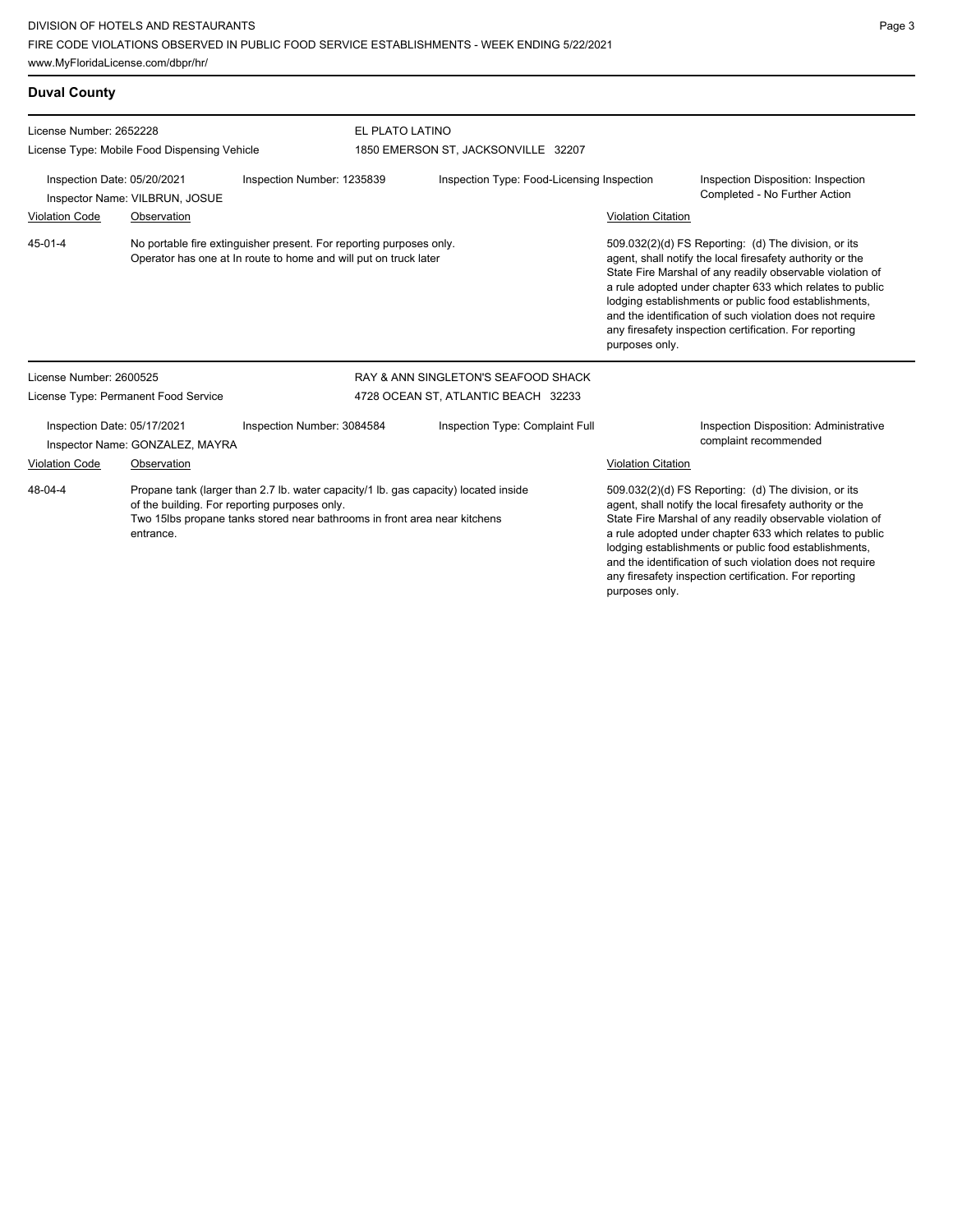## Duval County

**License Number:** 2652228
**License Type:** Mobile Food Dispensing Vehicle

**EL PLATO LATINO**
1850 EMERSON ST, JACKSONVILLE 32207

**Inspection Date:** 05/20/2021
**Inspector Name:** VILBRUN, JOSUE
**Inspection Number:** 1235839
**Inspection Type:** Food-Licensing Inspection
**Inspection Disposition:** Inspection Completed - No Further Action

| Violation Code | Observation | Violation Citation |
| --- | --- | --- |
| 45-01-4 | No portable fire extinguisher present. For reporting purposes only. Operator has one at In route to home and will put on truck later | 509.032(2)(d) FS Reporting: (d) The division, or its agent, shall notify the local firesafety authority or the State Fire Marshal of any readily observable violation of a rule adopted under chapter 633 which relates to public lodging establishments or public food establishments, and the identification of such violation does not require any firesafety inspection certification. For reporting purposes only. |

---

**License Number:** 2600525
**License Type:** Permanent Food Service

**RAY & ANN SINGLETON'S SEAFOOD SHACK**
4728 OCEAN ST, ATLANTIC BEACH 32233

**Inspection Date:** 05/17/2021
**Inspector Name:** GONZALEZ, MAYRA
**Inspection Number:** 3084584
**Inspection Type:** Complaint Full
**Inspection Disposition:** Administrative complaint recommended

| Violation Code | Observation | Violation Citation |
| --- | --- | --- |
| 48-04-4 | Propane tank (larger than 2.7 lb. water capacity/1 lb. gas capacity) located inside of the building. For reporting purposes only. Two 15lbs propane tanks stored near bathrooms in front area near kitchens entrance. | 509.032(2)(d) FS Reporting: (d) The division, or its agent, shall notify the local firesafety authority or the State Fire Marshal of any readily observable violation of a rule adopted under chapter 633 which relates to public lodging establishments or public food establishments, and the identification of such violation does not require any firesafety inspection certification. For reporting purposes only. |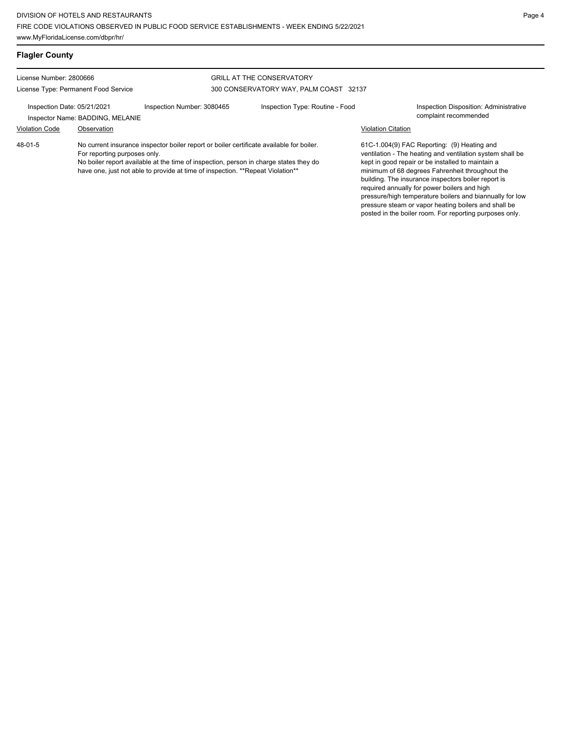## Flagler County

License Number: 2800666
License Type: Permanent Food Service

GRILL AT THE CONSERVATORY
300 CONSERVATORY WAY, PALM COAST 32137

Inspection Date: 05/21/2021
Inspector Name: BADDING, MELANIE
Inspection Number: 3080465
Inspection Type: Routine - Food
Inspection Disposition: Administrative complaint recommended

| Violation Code | Observation | Violation Citation |
| --- | --- | --- |
| 48-01-5 | No current insurance inspector boiler report or boiler certificate available for boiler. For reporting purposes only. No boiler report available at the time of inspection, person in charge states they do have one, just not able to provide at time of inspection. **Repeat Violation** | 61C-1.004(9) FAC Reporting: (9) Heating and ventilation - The heating and ventilation system shall be kept in good repair or be installed to maintain a minimum of 68 degrees Fahrenheit throughout the building. The insurance inspectors boiler report is required annually for power boilers and high pressure/high temperature boilers and biannually for low pressure steam or vapor heating boilers and shall be posted in the boiler room. For reporting purposes only. |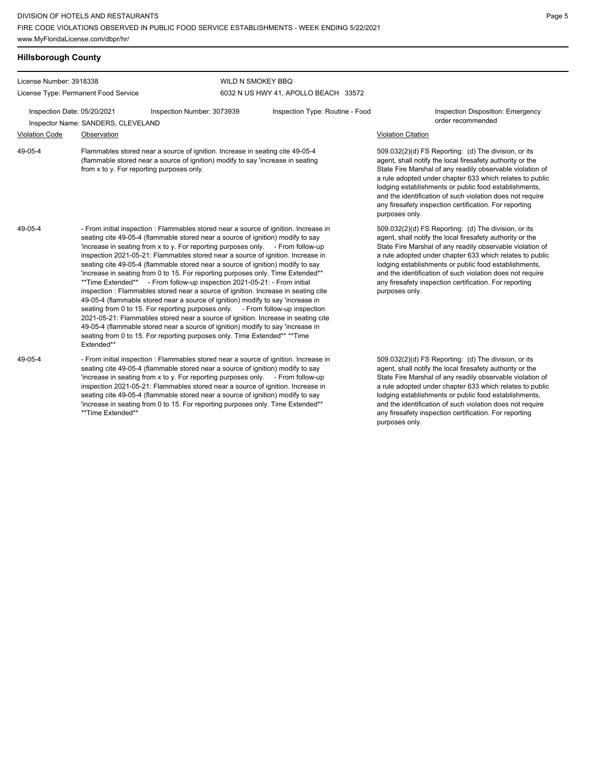DIVISION OF HOTELS AND RESTAURANTS
FIRE CODE VIOLATIONS OBSERVED IN PUBLIC FOOD SERVICE ESTABLISHMENTS - WEEK ENDING 5/22/2021
www.MyFloridaLicense.com/dbpr/hr/

## Hillsborough County

License Number: 3918338
License Type: Permanent Food Service

WILD N SMOKEY BBQ
6032 N US HWY 41, APOLLO BEACH 33572

Inspection Date: 05/20/2021
Inspection Number: 3073939
Inspection Type: Routine - Food
Inspection Disposition: Emergency order recommended
Inspector Name: SANDERS, CLEVELAND

| Violation Code | Observation | Violation Citation |
|---|---|---|
| 49-05-4 | Flammables stored near a source of ignition. Increase in seating cite 49-05-4 (flammable stored near a source of ignition) modify to say 'increase in seating from x to y. For reporting purposes only. | 509.032(2)(d) FS Reporting: (d) The division, or its agent, shall notify the local firesafety authority or the State Fire Marshal of any readily observable violation of a rule adopted under chapter 633 which relates to public lodging establishments or public food establishments, and the identification of such violation does not require any firesafety inspection certification. For reporting purposes only. |
| 49-05-4 | - From initial inspection : Flammables stored near a source of ignition. Increase in seating cite 49-05-4 (flammable stored near a source of ignition) modify to say 'increase in seating from x to y. For reporting purposes only. - From follow-up inspection 2021-05-21: Flammables stored near a source of ignition. Increase in seating cite 49-05-4 (flammable stored near a source of ignition) modify to say 'increase in seating from 0 to 15. For reporting purposes only. Time Extended** **Time Extended** - From follow-up inspection 2021-05-21: - From initial inspection : Flammables stored near a source of ignition. Increase in seating cite 49-05-4 (flammable stored near a source of ignition) modify to say 'increase in seating from 0 to 15. For reporting purposes only. - From follow-up inspection 2021-05-21: Flammables stored near a source of ignition. Increase in seating cite 49-05-4 (flammable stored near a source of ignition) modify to say 'increase in seating from 0 to 15. For reporting purposes only. Time Extended** **Time Extended** | 509.032(2)(d) FS Reporting: (d) The division, or its agent, shall notify the local firesafety authority or the State Fire Marshal of any readily observable violation of a rule adopted under chapter 633 which relates to public lodging establishments or public food establishments, and the identification of such violation does not require any firesafety inspection certification. For reporting purposes only. |
| 49-05-4 | - From initial inspection : Flammables stored near a source of ignition. Increase in seating cite 49-05-4 (flammable stored near a source of ignition) modify to say 'increase in seating from x to y. For reporting purposes only. - From follow-up inspection 2021-05-21: Flammables stored near a source of ignition. Increase in seating cite 49-05-4 (flammable stored near a source of ignition) modify to say 'increase in seating from 0 to 15. For reporting purposes only. Time Extended** **Time Extended** | 509.032(2)(d) FS Reporting: (d) The division, or its agent, shall notify the local firesafety authority or the State Fire Marshal of any readily observable violation of a rule adopted under chapter 633 which relates to public lodging establishments or public food establishments, and the identification of such violation does not require any firesafety inspection certification. For reporting purposes only. |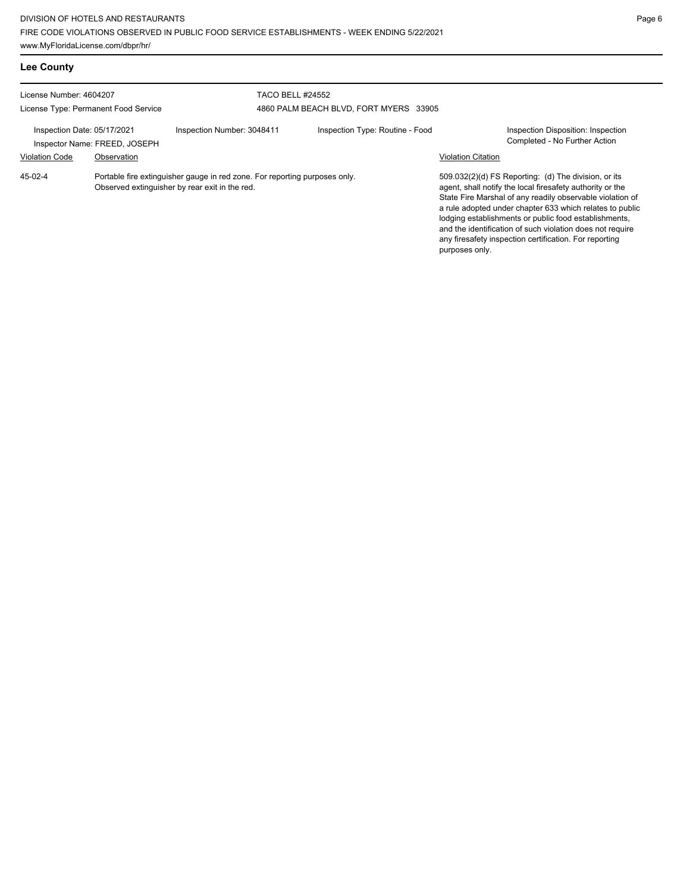## Lee County

License Number: 4604207

License Type: Permanent Food Service

TACO BELL #24552

4860 PALM BEACH BLVD, FORT MYERS 33905

Inspection Date: 05/17/2021

Inspector Name: FREED, JOSEPH

Inspection Number: 3048411

Inspection Type: Routine - Food

Inspection Disposition: Inspection Completed - No Further Action

| Violation Code | Observation | Violation Citation |
| --- | --- | --- |
| 45-02-4 | Portable fire extinguisher gauge in red zone. For reporting purposes only. Observed extinguisher by rear exit in the red. | 509.032(2)(d) FS Reporting: (d) The division, or its agent, shall notify the local firesafety authority or the State Fire Marshal of any readily observable violation of a rule adopted under chapter 633 which relates to public lodging establishments or public food establishments, and the identification of such violation does not require any firesafety inspection certification. For reporting purposes only. |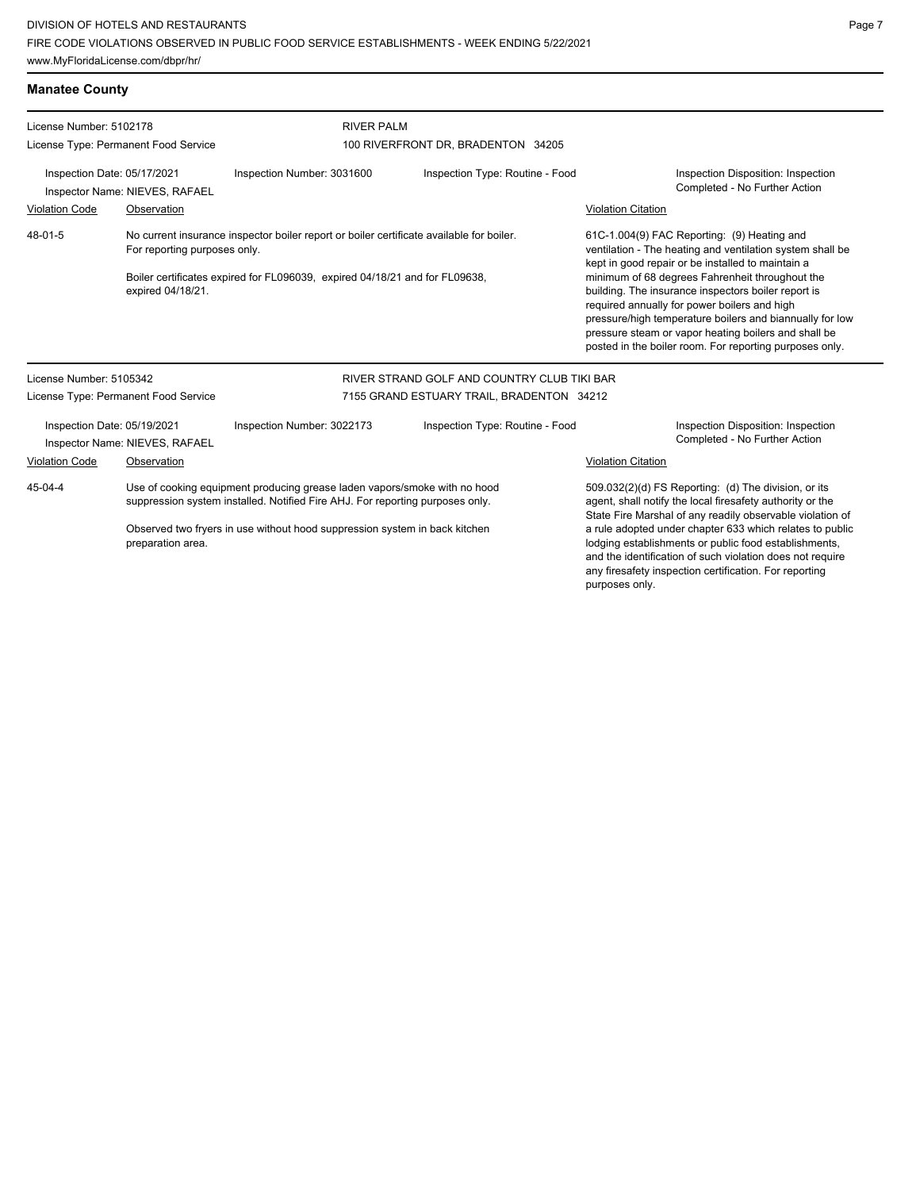## Manatee County

**License Number:** 5102178
**License Type:** Permanent Food Service

**RIVER PALM**
100 RIVERFRONT DR, BRADENTON 34205

**Inspection Date:** 05/17/2021
**Inspection Number:** 3031600
**Inspection Type:** Routine - Food
**Inspector Name:** NIEVES, RAFAEL
**Inspection Disposition:** Inspection Completed - No Further Action

| Violation Code | Observation | Violation Citation |
|---|---|---|
| 48-01-5 | No current insurance inspector boiler report or boiler certificate available for boiler. For reporting purposes only.<br><br>Boiler certificates expired for FL096039, expired 04/18/21 and for FL09638, expired 04/18/21. | 61C-1.004(9) FAC Reporting: (9) Heating and ventilation - The heating and ventilation system shall be kept in good repair or be installed to maintain a minimum of 68 degrees Fahrenheit throughout the building. The insurance inspectors boiler report is required annually for power boilers and high pressure/high temperature boilers and biannually for low pressure steam or vapor heating boilers and shall be posted in the boiler room. For reporting purposes only. |

**License Number:** 5105342
**License Type:** Permanent Food Service

**RIVER STRAND GOLF AND COUNTRY CLUB TIKI BAR**
7155 GRAND ESTUARY TRAIL, BRADENTON 34212

**Inspection Date:** 05/19/2021
**Inspection Number:** 3022173
**Inspection Type:** Routine - Food
**Inspector Name:** NIEVES, RAFAEL
**Inspection Disposition:** Inspection Completed - No Further Action

| Violation Code | Observation | Violation Citation |
|---|---|---|
| 45-04-4 | Use of cooking equipment producing grease laden vapors/smoke with no hood suppression system installed. Notified Fire AHJ. For reporting purposes only.<br><br>Observed two fryers in use without hood suppression system in back kitchen preparation area. | 509.032(2)(d) FS Reporting: (d) The division, or its agent, shall notify the local firesafety authority or the State Fire Marshal of any readily observable violation of a rule adopted under chapter 633 which relates to public lodging establishments or public food establishments, and the identification of such violation does not require any firesafety inspection certification. For reporting purposes only. |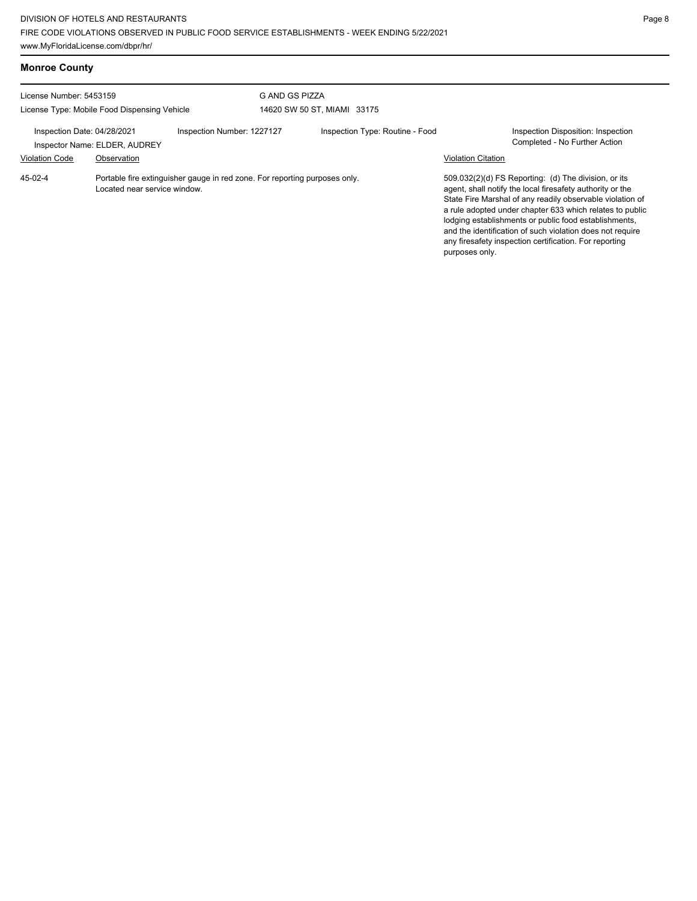## Monroe County

License Number: 5453159
License Type: Mobile Food Dispensing Vehicle

G AND GS PIZZA
14620 SW 50 ST, MIAMI 33175

Inspection Date: 04/28/2021
Inspector Name: ELDER, AUDREY
Inspection Number: 1227127
Inspection Type: Routine - Food
Inspection Disposition: Inspection Completed - No Further Action

| Violation Code | Observation | Violation Citation |
|---|---|---|
| 45-02-4 | Portable fire extinguisher gauge in red zone. For reporting purposes only. Located near service window. | 509.032(2)(d) FS Reporting: (d) The division, or its agent, shall notify the local firesafety authority or the State Fire Marshal of any readily observable violation of a rule adopted under chapter 633 which relates to public lodging establishments or public food establishments, and the identification of such violation does not require any firesafety inspection certification. For reporting purposes only. |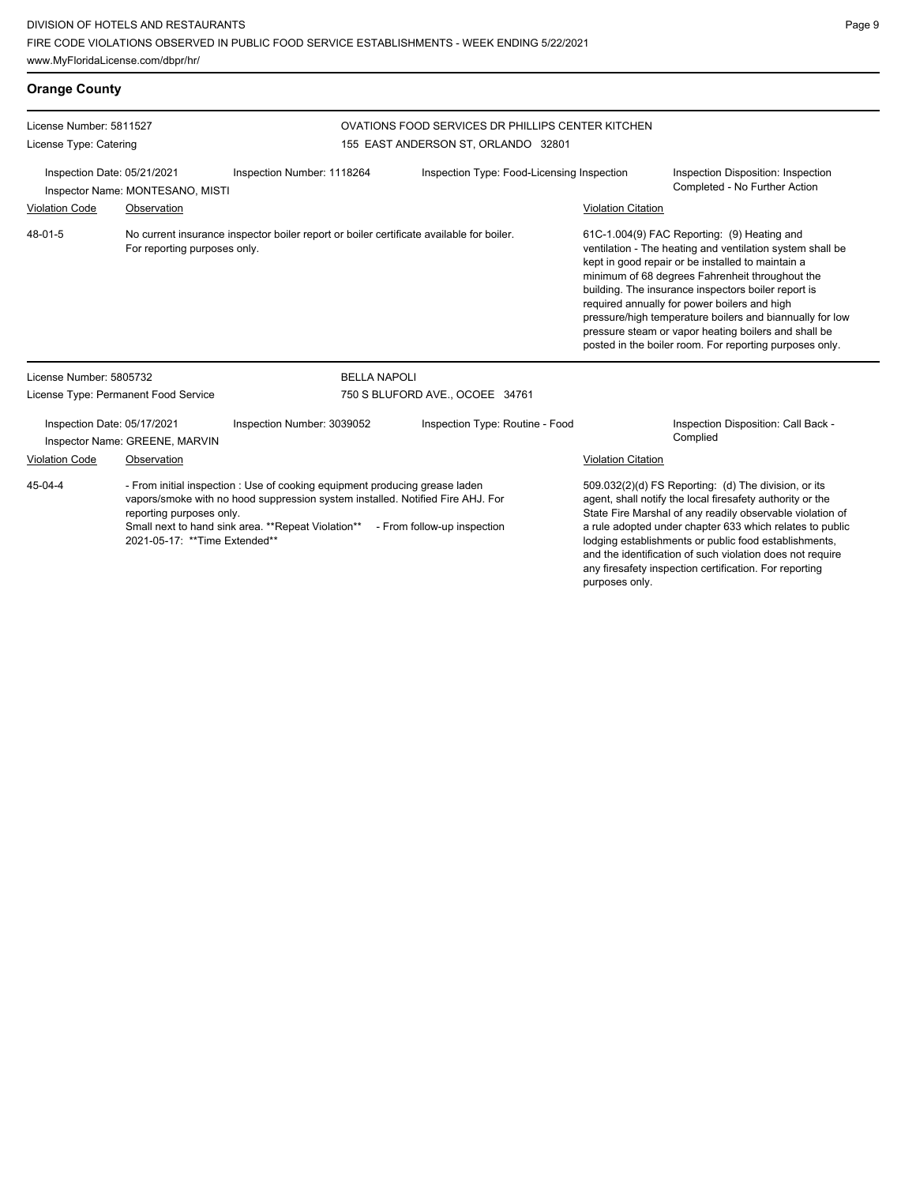DIVISION OF HOTELS AND RESTAURANTS
FIRE CODE VIOLATIONS OBSERVED IN PUBLIC FOOD SERVICE ESTABLISHMENTS - WEEK ENDING 5/22/2021
www.MyFloridaLicense.com/dbpr/hr/

## Orange County

License Number: 5811527
License Type: Catering

OVATIONS FOOD SERVICES DR PHILLIPS CENTER KITCHEN
155 EAST ANDERSON ST, ORLANDO 32801

Inspection Date: 05/21/2021
Inspector Name: MONTESANO, MISTI
Inspection Number: 1118264
Inspection Type: Food-Licensing Inspection
Inspection Disposition: Inspection Completed - No Further Action

| Violation Code | Observation | Violation Citation |
|---|---|---|
| 48-01-5 | No current insurance inspector boiler report or boiler certificate available for boiler. For reporting purposes only. | 61C-1.004(9) FAC Reporting: (9) Heating and ventilation - The heating and ventilation system shall be kept in good repair or be installed to maintain a minimum of 68 degrees Fahrenheit throughout the building. The insurance inspectors boiler report is required annually for power boilers and high pressure/high temperature boilers and biannually for low pressure steam or vapor heating boilers and shall be posted in the boiler room. For reporting purposes only. |

License Number: 5805732
License Type: Permanent Food Service

BELLA NAPOLI
750 S BLUFORD AVE., OCOEE 34761

Inspection Date: 05/17/2021
Inspector Name: GREENE, MARVIN
Inspection Number: 3039052
Inspection Type: Routine - Food
Inspection Disposition: Call Back - Complied

| Violation Code | Observation | Violation Citation |
|---|---|---|
| 45-04-4 | - From initial inspection : Use of cooking equipment producing grease laden vapors/smoke with no hood suppression system installed. Notified Fire AHJ. For reporting purposes only. Small next to hand sink area. **Repeat Violation** - From follow-up inspection 2021-05-17: **Time Extended** | 509.032(2)(d) FS Reporting: (d) The division, or its agent, shall notify the local firesafety authority or the State Fire Marshal of any readily observable violation of a rule adopted under chapter 633 which relates to public lodging establishments or public food establishments, and the identification of such violation does not require any firesafety inspection certification. For reporting purposes only. |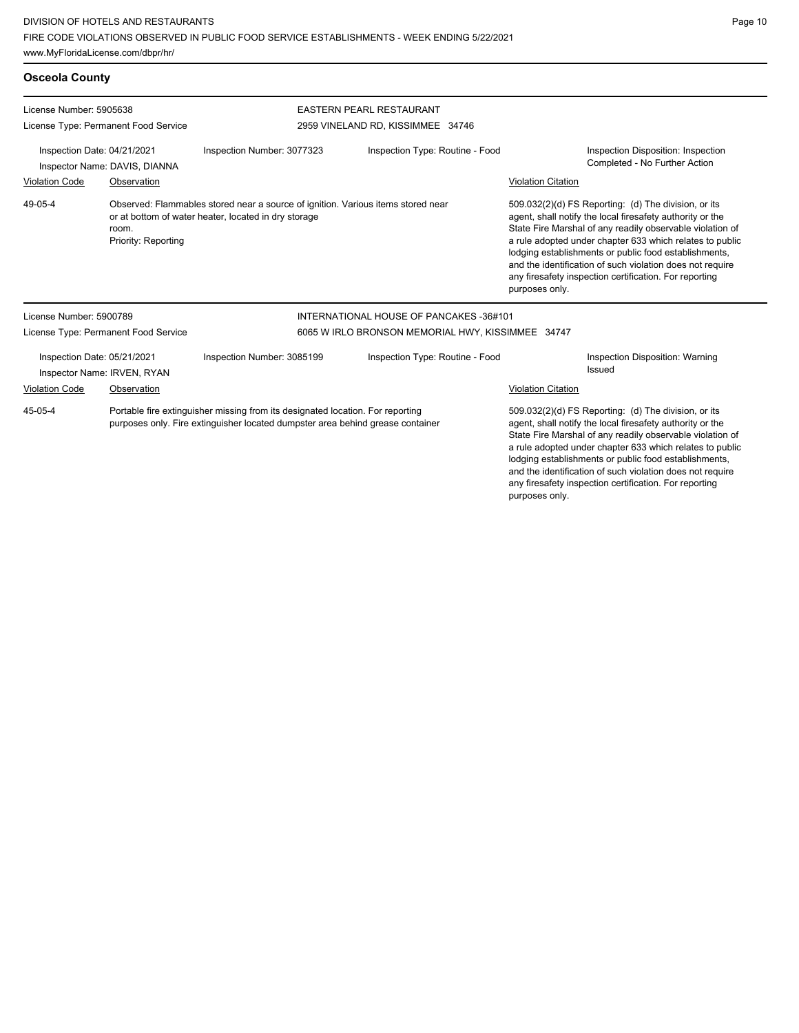## Osceola County

**License Number:** 5905638
**License Type:** Permanent Food Service

**EASTERN PEARL RESTAURANT**
2959 VINELAND RD, KISSIMMEE 34746

**Inspection Date:** 04/21/2021
**Inspector Name:** DAVIS, DIANNA
**Inspection Number:** 3077323
**Inspection Type:** Routine - Food
**Inspection Disposition:** Inspection Completed - No Further Action

| Violation Code | Observation | Violation Citation |
|---|---|---|
| 49-05-4 | Observed: Flammables stored near a source of ignition. Various items stored near or at bottom of water heater, located in dry storage room. Priority: Reporting | 509.032(2)(d) FS Reporting: (d) The division, or its agent, shall notify the local firesafety authority or the State Fire Marshal of any readily observable violation of a rule adopted under chapter 633 which relates to public lodging establishments or public food establishments, and the identification of such violation does not require any firesafety inspection certification. For reporting purposes only. |

---

**License Number:** 5900789
**License Type:** Permanent Food Service

**INTERNATIONAL HOUSE OF PANCAKES -36#101**
6065 W IRLO BRONSON MEMORIAL HWY, KISSIMMEE 34747

**Inspection Date:** 05/21/2021
**Inspector Name:** IRVEN, RYAN
**Inspection Number:** 3085199
**Inspection Type:** Routine - Food
**Inspection Disposition:** Warning Issued

| Violation Code | Observation | Violation Citation |
|---|---|---|
| 45-05-4 | Portable fire extinguisher missing from its designated location. For reporting purposes only. Fire extinguisher located dumpster area behind grease container | 509.032(2)(d) FS Reporting: (d) The division, or its agent, shall notify the local firesafety authority or the State Fire Marshal of any readily observable violation of a rule adopted under chapter 633 which relates to public lodging establishments or public food establishments, and the identification of such violation does not require any firesafety inspection certification. For reporting purposes only. |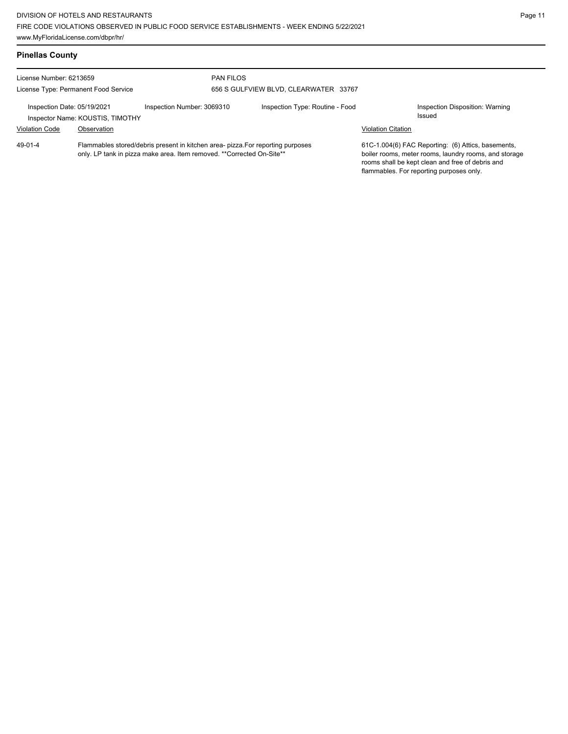## Pinellas County

License Number: 6213659
License Type: Permanent Food Service

PAN FILOS
656 S GULFVIEW BLVD, CLEARWATER 33767

Inspection Date: 05/19/2021
Inspector Name: KOUSTIS, TIMOTHY
Inspection Number: 3069310
Inspection Type: Routine - Food
Inspection Disposition: Warning Issued

| Violation Code | Observation | Violation Citation |
| --- | --- | --- |
| 49-01-4 | Flammables stored/debris present in kitchen area- pizza.For reporting purposes only. LP tank in pizza make area. Item removed. **Corrected On-Site** | 61C-1.004(6) FAC Reporting: (6) Attics, basements, boiler rooms, meter rooms, laundry rooms, and storage rooms shall be kept clean and free of debris and flammables. For reporting purposes only. |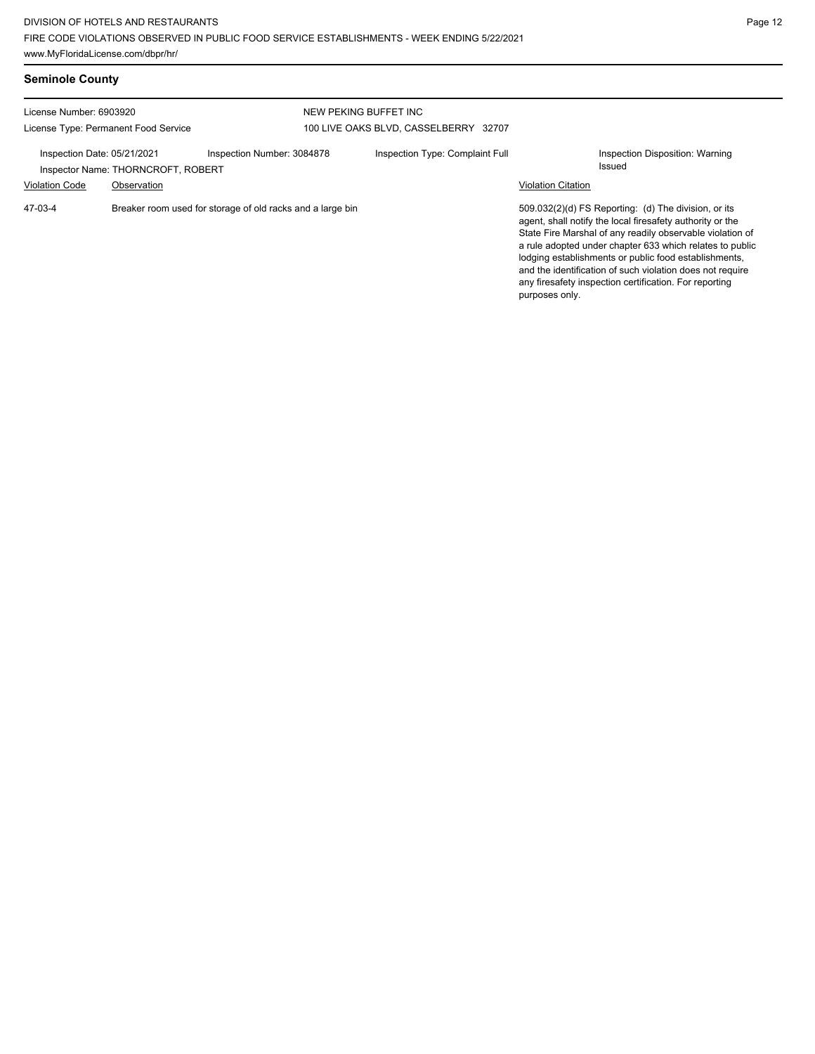## Seminole County

License Number: 6903920
License Type: Permanent Food Service

NEW PEKING BUFFET INC
100 LIVE OAKS BLVD, CASSELBERRY 32707

Inspection Date: 05/21/2021
Inspector Name: THORNCROFT, ROBERT
Inspection Number: 3084878
Inspection Type: Complaint Full
Inspection Disposition: Warning Issued

| Violation Code | Observation | Violation Citation |
| --- | --- | --- |
| 47-03-4 | Breaker room used for storage of old racks and a large bin | 509.032(2)(d) FS Reporting: (d) The division, or its agent, shall notify the local firesafety authority or the State Fire Marshal of any readily observable violation of a rule adopted under chapter 633 which relates to public lodging establishments or public food establishments, and the identification of such violation does not require any firesafety inspection certification. For reporting purposes only. |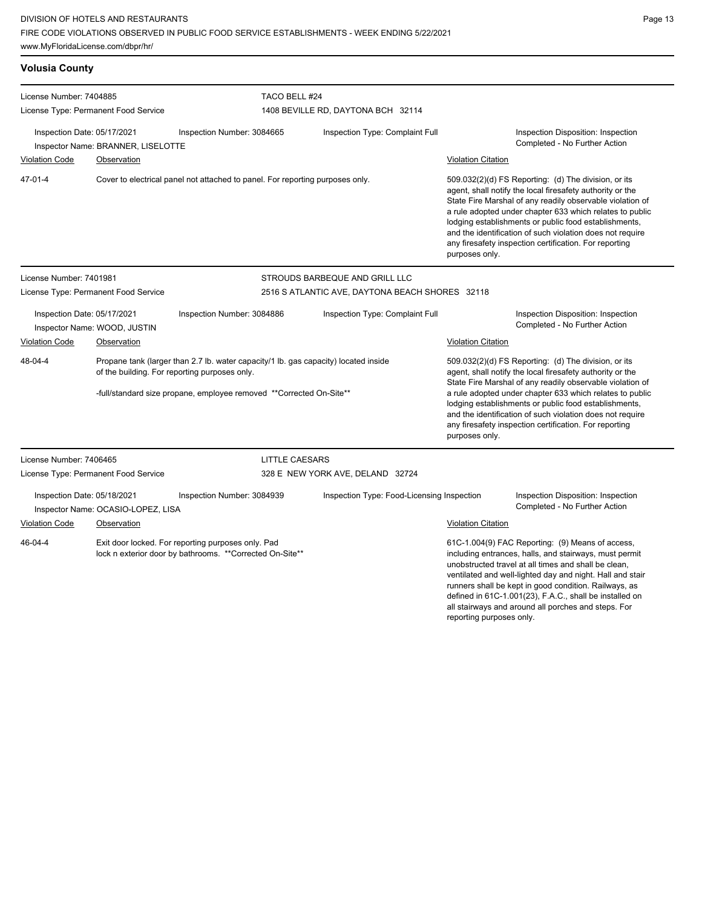## Volusia County

**License Number:** 7404885
**License Type:** Permanent Food Service

**TACO BELL #24**
1408 BEVILLE RD, DAYTONA BCH 32114

Inspection Date: 05/17/2021
Inspection Number: 3084665
Inspection Type: Complaint Full
Inspection Disposition: Inspection Completed - No Further Action
Inspector Name: BRANNER, LISELOTTE

| Violation Code | Observation | Violation Citation |
| --- | --- | --- |
| 47-01-4 | Cover to electrical panel not attached to panel. For reporting purposes only. | 509.032(2)(d) FS Reporting: (d) The division, or its agent, shall notify the local firesafety authority or the State Fire Marshal of any readily observable violation of a rule adopted under chapter 633 which relates to public lodging establishments or public food establishments, and the identification of such violation does not require any firesafety inspection certification. For reporting purposes only. |

**License Number:** 7401981
**License Type:** Permanent Food Service

**STROUDS BARBEQUE AND GRILL LLC**
2516 S ATLANTIC AVE, DAYTONA BEACH SHORES 32118

Inspection Date: 05/17/2021
Inspection Number: 3084886
Inspection Type: Complaint Full
Inspection Disposition: Inspection Completed - No Further Action
Inspector Name: WOOD, JUSTIN

| Violation Code | Observation | Violation Citation |
| --- | --- | --- |
| 48-04-4 | Propane tank (larger than 2.7 lb. water capacity/1 lb. gas capacity) located inside of the building. For reporting purposes only.<br><br>-full/standard size propane, employee removed **Corrected On-Site** | 509.032(2)(d) FS Reporting: (d) The division, or its agent, shall notify the local firesafety authority or the State Fire Marshal of any readily observable violation of a rule adopted under chapter 633 which relates to public lodging establishments or public food establishments, and the identification of such violation does not require any firesafety inspection certification. For reporting purposes only. |

**License Number:** 7406465
**License Type:** Permanent Food Service

**LITTLE CAESARS**
328 E NEW YORK AVE, DELAND 32724

Inspection Date: 05/18/2021
Inspection Number: 3084939
Inspection Type: Food-Licensing Inspection
Inspection Disposition: Inspection Completed - No Further Action
Inspector Name: OCASIO-LOPEZ, LISA

| Violation Code | Observation | Violation Citation |
| --- | --- | --- |
| 46-04-4 | Exit door locked. For reporting purposes only. Pad lock n exterior door by bathrooms. **Corrected On-Site** | 61C-1.004(9) FAC Reporting: (9) Means of access, including entrances, halls, and stairways, must permit unobstructed travel at all times and shall be clean, ventilated and well-lighted day and night. Hall and stair runners shall be kept in good condition. Railways, as defined in 61C-1.001(23), F.A.C., shall be installed on all stairways and around all porches and steps. For reporting purposes only. |